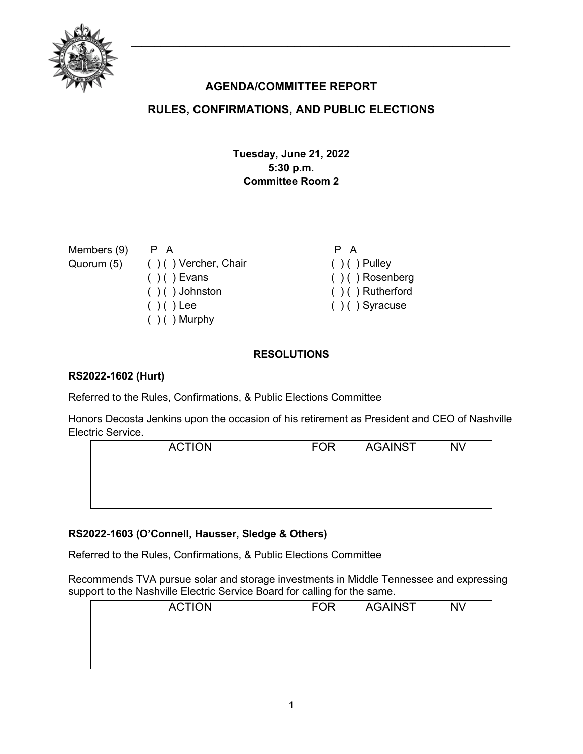## AGENDA/COMMITTEE REPORT

## RULES, CONFIRMATIONS, AND PUBLIC ELECTIONS

**Tuesday, June 21, 2022**
**5:30 p.m.**
**Committee Room 2**

| Members (9) | P A | | P A |
|---|---|---|---|
| Quorum (5) | ( ) ( ) Vercher, Chair | | ( ) ( ) Pulley |
| | ( ) ( ) Evans | | ( ) ( ) Rosenberg |
| | ( ) ( ) Johnston | | ( ) ( ) Rutherford |
| | ( ) ( ) Lee | | ( ) ( ) Syracuse |
| | ( ) ( ) Murphy | | |

### RESOLUTIONS

**RS2022-1602 (Hurt)**

Referred to the Rules, Confirmations, & Public Elections Committee

Honors Decosta Jenkins upon the occasion of his retirement as President and CEO of Nashville Electric Service.

| ACTION | FOR | AGAINST | NV |
|---|---|---|---|
| | | | |
| | | | |

**RS2022-1603 (O'Connell, Hausser, Sledge & Others)**

Referred to the Rules, Confirmations, & Public Elections Committee

Recommends TVA pursue solar and storage investments in Middle Tennessee and expressing support to the Nashville Electric Service Board for calling for the same.

| ACTION | FOR | AGAINST | NV |
|---|---|---|---|
| | | | |
| | | | |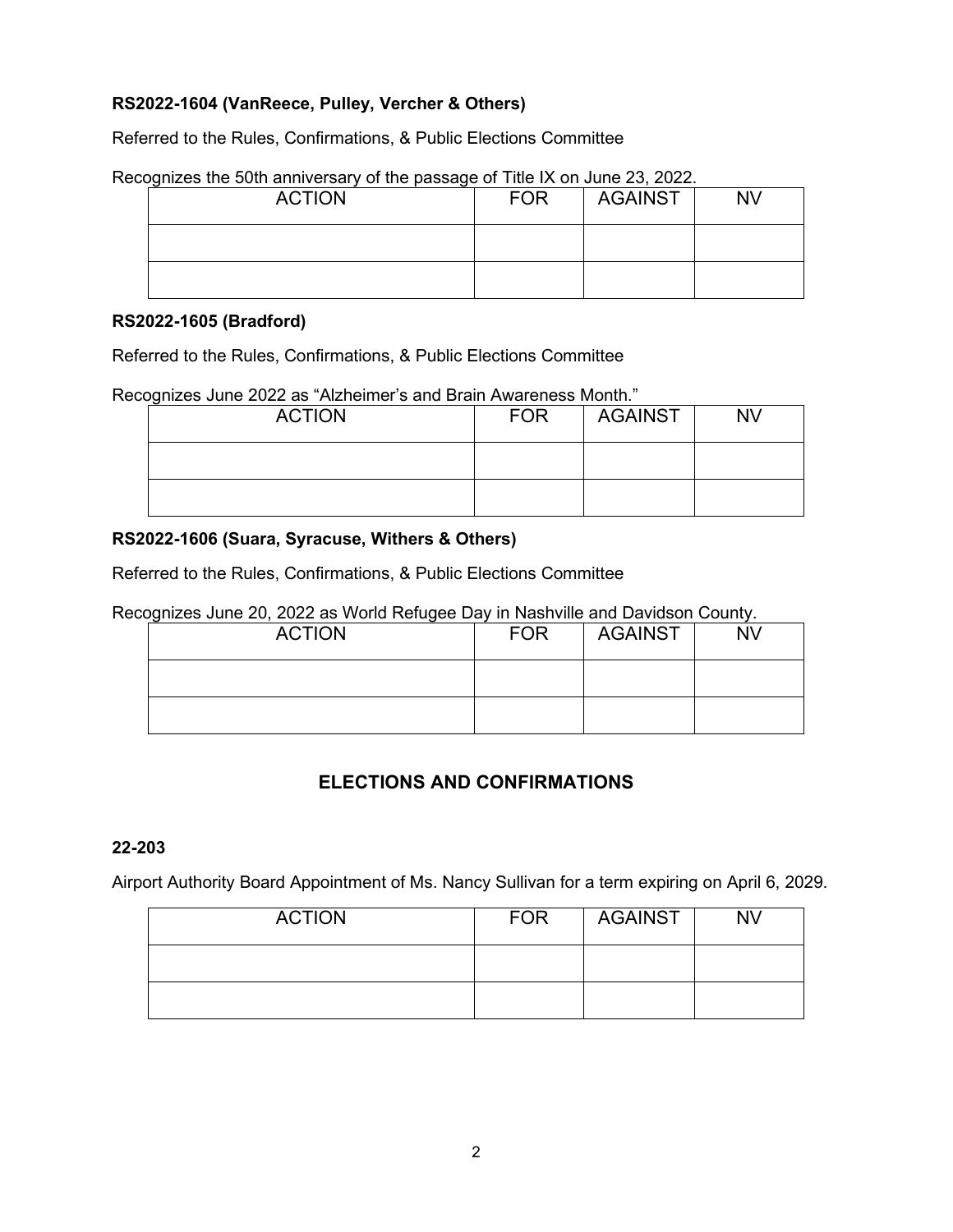**RS2022-1604 (VanReece, Pulley, Vercher & Others)**

Referred to the Rules, Confirmations, & Public Elections Committee

Recognizes the 50th anniversary of the passage of Title IX on June 23, 2022.

| ACTION | FOR | AGAINST | NV |
|---|---|---|---|
| | | | |
| | | | |

**RS2022-1605 (Bradford)**

Referred to the Rules, Confirmations, & Public Elections Committee

Recognizes June 2022 as "Alzheimer's and Brain Awareness Month."

| ACTION | FOR | AGAINST | NV |
|---|---|---|---|
| | | | |
| | | | |

**RS2022-1606 (Suara, Syracuse, Withers & Others)**

Referred to the Rules, Confirmations, & Public Elections Committee

Recognizes June 20, 2022 as World Refugee Day in Nashville and Davidson County.

| ACTION | FOR | AGAINST | NV |
|---|---|---|---|
| | | | |
| | | | |

## ELECTIONS AND CONFIRMATIONS

**22-203**

Airport Authority Board Appointment of Ms. Nancy Sullivan for a term expiring on April 6, 2029.

| ACTION | FOR | AGAINST | NV |
|---|---|---|---|
| | | | |
| | | | |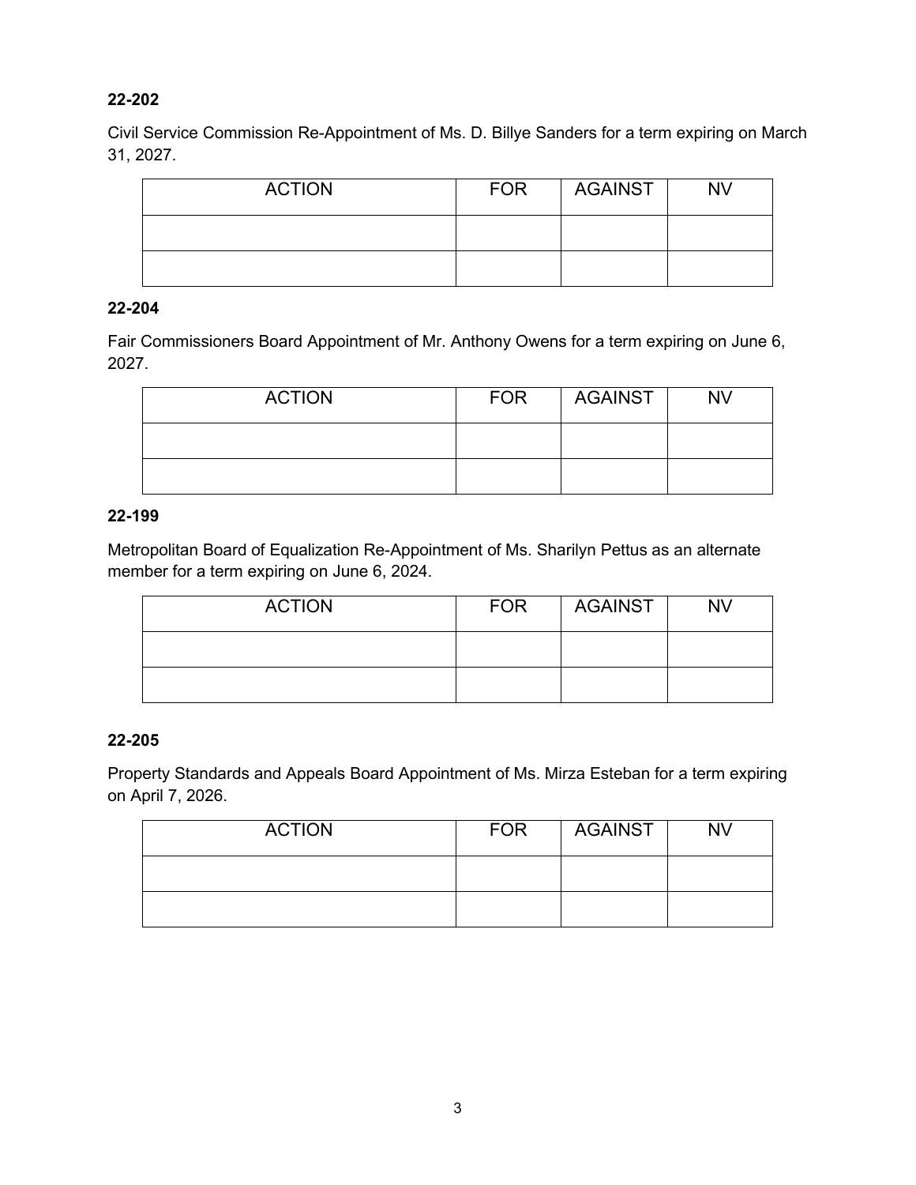**22-202**

Civil Service Commission Re-Appointment of Ms. D. Billye Sanders for a term expiring on March 31, 2027.

| ACTION | FOR | AGAINST | NV |
|---|---|---|---|
| | | | |
| | | | |

**22-204**

Fair Commissioners Board Appointment of Mr. Anthony Owens for a term expiring on June 6, 2027.

| ACTION | FOR | AGAINST | NV |
|---|---|---|---|
| | | | |
| | | | |

**22-199**

Metropolitan Board of Equalization Re-Appointment of Ms. Sharilyn Pettus as an alternate member for a term expiring on June 6, 2024.

| ACTION | FOR | AGAINST | NV |
|---|---|---|---|
| | | | |
| | | | |

**22-205**

Property Standards and Appeals Board Appointment of Ms. Mirza Esteban for a term expiring on April 7, 2026.

| ACTION | FOR | AGAINST | NV |
|---|---|---|---|
| | | | |
| | | | |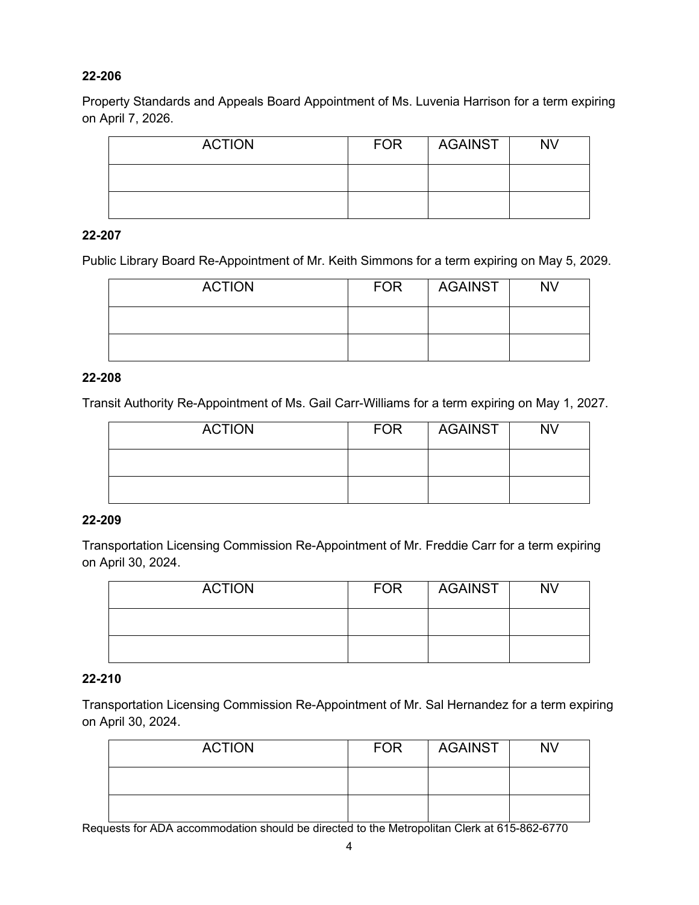**22-206**

Property Standards and Appeals Board Appointment of Ms. Luvenia Harrison for a term expiring on April 7, 2026.

| ACTION | FOR | AGAINST | NV |
|---|---|---|---|
| | | | |
| | | | |

**22-207**

Public Library Board Re-Appointment of Mr. Keith Simmons for a term expiring on May 5, 2029.

| ACTION | FOR | AGAINST | NV |
|---|---|---|---|
| | | | |
| | | | |

**22-208**

Transit Authority Re-Appointment of Ms. Gail Carr-Williams for a term expiring on May 1, 2027.

| ACTION | FOR | AGAINST | NV |
|---|---|---|---|
| | | | |
| | | | |

**22-209**

Transportation Licensing Commission Re-Appointment of Mr. Freddie Carr for a term expiring on April 30, 2024.

| ACTION | FOR | AGAINST | NV |
|---|---|---|---|
| | | | |
| | | | |

**22-210**

Transportation Licensing Commission Re-Appointment of Mr. Sal Hernandez for a term expiring on April 30, 2024.

| ACTION | FOR | AGAINST | NV |
|---|---|---|---|
| | | | |
| | | | |

Requests for ADA accommodation should be directed to the Metropolitan Clerk at 615-862-6770